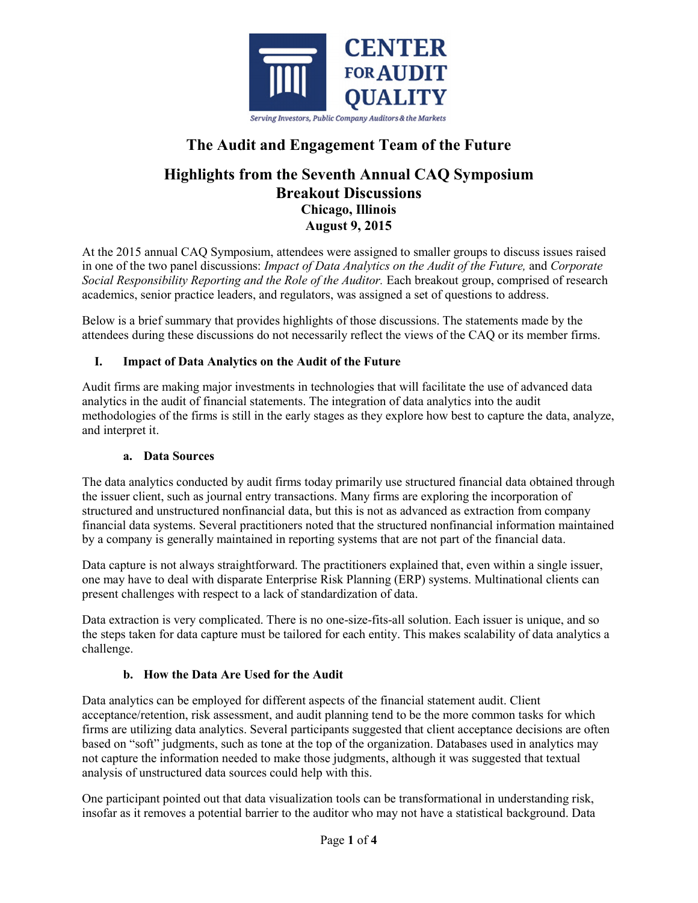CENTER FOR AUDIT QUALITY

Serving Investors, Public Company Auditors & the Markets

# The Audit and Engagement Team of the Future

## Highlights from the Seventh Annual CAQ Symposium Breakout Discussions

**Chicago, Illinois**
**August 9, 2015**

At the 2015 annual CAQ Symposium, attendees were assigned to smaller groups to discuss issues raised in one of the two panel discussions: *Impact of Data Analytics on the Audit of the Future,* and *Corporate Social Responsibility Reporting and the Role of the Auditor.* Each breakout group, comprised of research academics, senior practice leaders, and regulators, was assigned a set of questions to address.

Below is a brief summary that provides highlights of those discussions. The statements made by the attendees during these discussions do not necessarily reflect the views of the CAQ or its member firms.

### I. Impact of Data Analytics on the Audit of the Future

Audit firms are making major investments in technologies that will facilitate the use of advanced data analytics in the audit of financial statements. The integration of data analytics into the audit methodologies of the firms is still in the early stages as they explore how best to capture the data, analyze, and interpret it.

#### a. Data Sources

The data analytics conducted by audit firms today primarily use structured financial data obtained through the issuer client, such as journal entry transactions. Many firms are exploring the incorporation of structured and unstructured nonfinancial data, but this is not as advanced as extraction from company financial data systems. Several practitioners noted that the structured nonfinancial information maintained by a company is generally maintained in reporting systems that are not part of the financial data.

Data capture is not always straightforward. The practitioners explained that, even within a single issuer, one may have to deal with disparate Enterprise Risk Planning (ERP) systems. Multinational clients can present challenges with respect to a lack of standardization of data.

Data extraction is very complicated. There is no one-size-fits-all solution. Each issuer is unique, and so the steps taken for data capture must be tailored for each entity. This makes scalability of data analytics a challenge.

#### b. How the Data Are Used for the Audit

Data analytics can be employed for different aspects of the financial statement audit. Client acceptance/retention, risk assessment, and audit planning tend to be the more common tasks for which firms are utilizing data analytics. Several participants suggested that client acceptance decisions are often based on "soft" judgments, such as tone at the top of the organization. Databases used in analytics may not capture the information needed to make those judgments, although it was suggested that textual analysis of unstructured data sources could help with this.

One participant pointed out that data visualization tools can be transformational in understanding risk, insofar as it removes a potential barrier to the auditor who may not have a statistical background. Data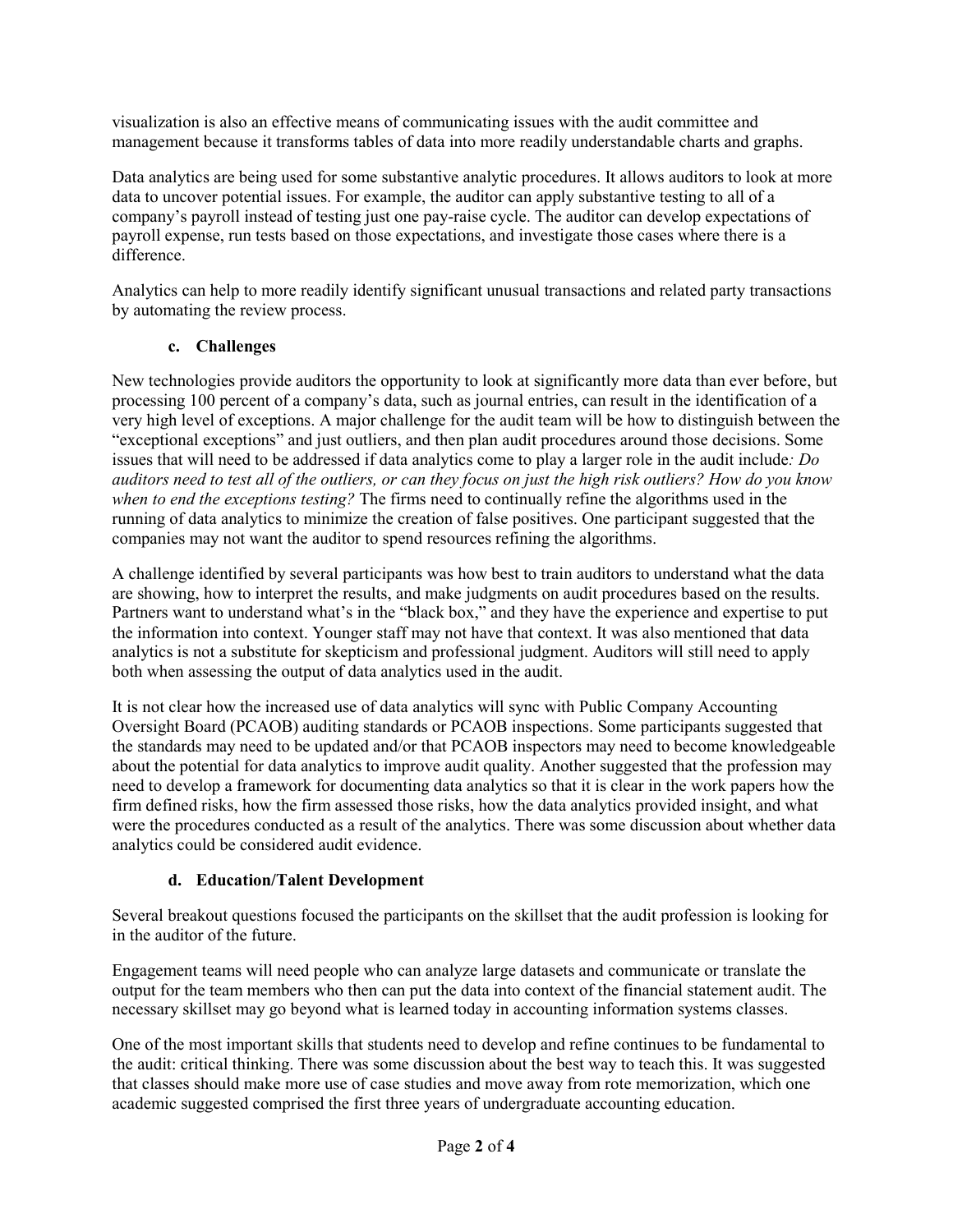visualization is also an effective means of communicating issues with the audit committee and management because it transforms tables of data into more readily understandable charts and graphs.

Data analytics are being used for some substantive analytic procedures. It allows auditors to look at more data to uncover potential issues. For example, the auditor can apply substantive testing to all of a company's payroll instead of testing just one pay-raise cycle. The auditor can develop expectations of payroll expense, run tests based on those expectations, and investigate those cases where there is a difference.

Analytics can help to more readily identify significant unusual transactions and related party transactions by automating the review process.

### c. Challenges

New technologies provide auditors the opportunity to look at significantly more data than ever before, but processing 100 percent of a company's data, such as journal entries, can result in the identification of a very high level of exceptions. A major challenge for the audit team will be how to distinguish between the "exceptional exceptions" and just outliers, and then plan audit procedures around those decisions. Some issues that will need to be addressed if data analytics come to play a larger role in the audit include*: Do auditors need to test all of the outliers, or can they focus on just the high risk outliers? How do you know when to end the exceptions testing?* The firms need to continually refine the algorithms used in the running of data analytics to minimize the creation of false positives. One participant suggested that the companies may not want the auditor to spend resources refining the algorithms.

A challenge identified by several participants was how best to train auditors to understand what the data are showing, how to interpret the results, and make judgments on audit procedures based on the results. Partners want to understand what's in the "black box," and they have the experience and expertise to put the information into context. Younger staff may not have that context. It was also mentioned that data analytics is not a substitute for skepticism and professional judgment. Auditors will still need to apply both when assessing the output of data analytics used in the audit.

It is not clear how the increased use of data analytics will sync with Public Company Accounting Oversight Board (PCAOB) auditing standards or PCAOB inspections. Some participants suggested that the standards may need to be updated and/or that PCAOB inspectors may need to become knowledgeable about the potential for data analytics to improve audit quality. Another suggested that the profession may need to develop a framework for documenting data analytics so that it is clear in the work papers how the firm defined risks, how the firm assessed those risks, how the data analytics provided insight, and what were the procedures conducted as a result of the analytics. There was some discussion about whether data analytics could be considered audit evidence.

### d. Education/Talent Development

Several breakout questions focused the participants on the skillset that the audit profession is looking for in the auditor of the future.

Engagement teams will need people who can analyze large datasets and communicate or translate the output for the team members who then can put the data into context of the financial statement audit. The necessary skillset may go beyond what is learned today in accounting information systems classes.

One of the most important skills that students need to develop and refine continues to be fundamental to the audit: critical thinking. There was some discussion about the best way to teach this. It was suggested that classes should make more use of case studies and move away from rote memorization, which one academic suggested comprised the first three years of undergraduate accounting education.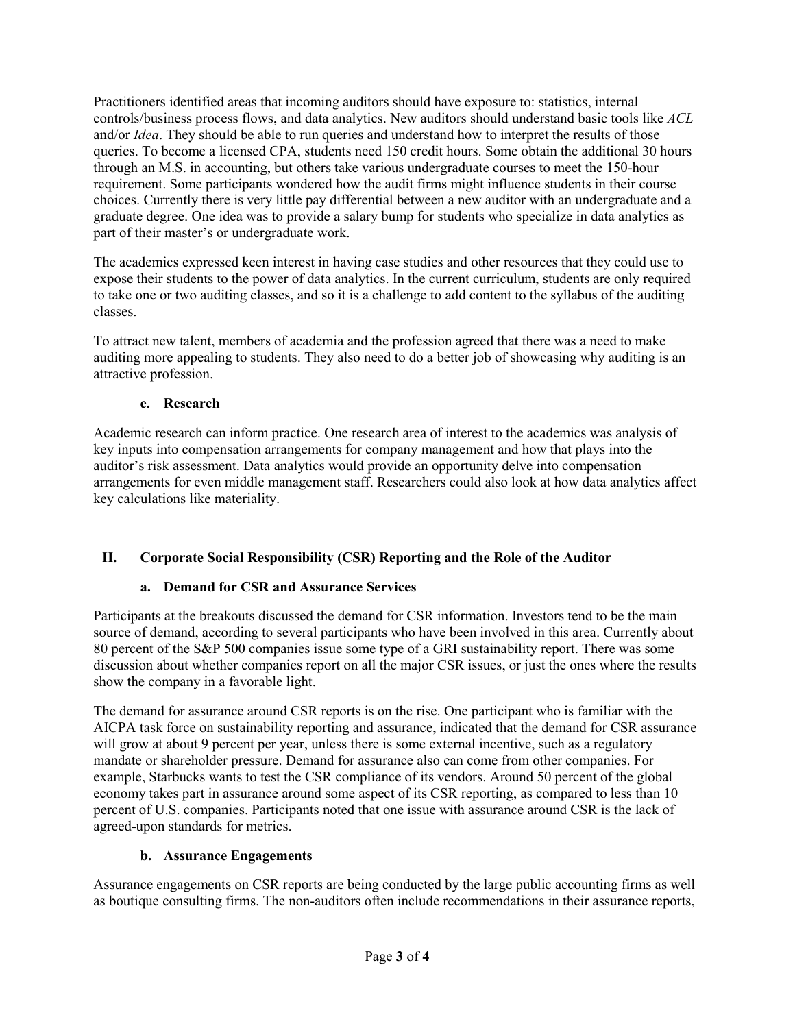Practitioners identified areas that incoming auditors should have exposure to: statistics, internal controls/business process flows, and data analytics. New auditors should understand basic tools like *ACL* and/or *Idea*. They should be able to run queries and understand how to interpret the results of those queries. To become a licensed CPA, students need 150 credit hours. Some obtain the additional 30 hours through an M.S. in accounting, but others take various undergraduate courses to meet the 150-hour requirement. Some participants wondered how the audit firms might influence students in their course choices. Currently there is very little pay differential between a new auditor with an undergraduate and a graduate degree. One idea was to provide a salary bump for students who specialize in data analytics as part of their master's or undergraduate work.

The academics expressed keen interest in having case studies and other resources that they could use to expose their students to the power of data analytics. In the current curriculum, students are only required to take one or two auditing classes, and so it is a challenge to add content to the syllabus of the auditing classes.

To attract new talent, members of academia and the profession agreed that there was a need to make auditing more appealing to students. They also need to do a better job of showcasing why auditing is an attractive profession.

### e. Research

Academic research can inform practice. One research area of interest to the academics was analysis of key inputs into compensation arrangements for company management and how that plays into the auditor's risk assessment. Data analytics would provide an opportunity delve into compensation arrangements for even middle management staff. Researchers could also look at how data analytics affect key calculations like materiality.

## II. Corporate Social Responsibility (CSR) Reporting and the Role of the Auditor

### a. Demand for CSR and Assurance Services

Participants at the breakouts discussed the demand for CSR information. Investors tend to be the main source of demand, according to several participants who have been involved in this area. Currently about 80 percent of the S&P 500 companies issue some type of a GRI sustainability report. There was some discussion about whether companies report on all the major CSR issues, or just the ones where the results show the company in a favorable light.

The demand for assurance around CSR reports is on the rise. One participant who is familiar with the AICPA task force on sustainability reporting and assurance, indicated that the demand for CSR assurance will grow at about 9 percent per year, unless there is some external incentive, such as a regulatory mandate or shareholder pressure. Demand for assurance also can come from other companies. For example, Starbucks wants to test the CSR compliance of its vendors. Around 50 percent of the global economy takes part in assurance around some aspect of its CSR reporting, as compared to less than 10 percent of U.S. companies. Participants noted that one issue with assurance around CSR is the lack of agreed-upon standards for metrics.

### b. Assurance Engagements

Assurance engagements on CSR reports are being conducted by the large public accounting firms as well as boutique consulting firms. The non-auditors often include recommendations in their assurance reports,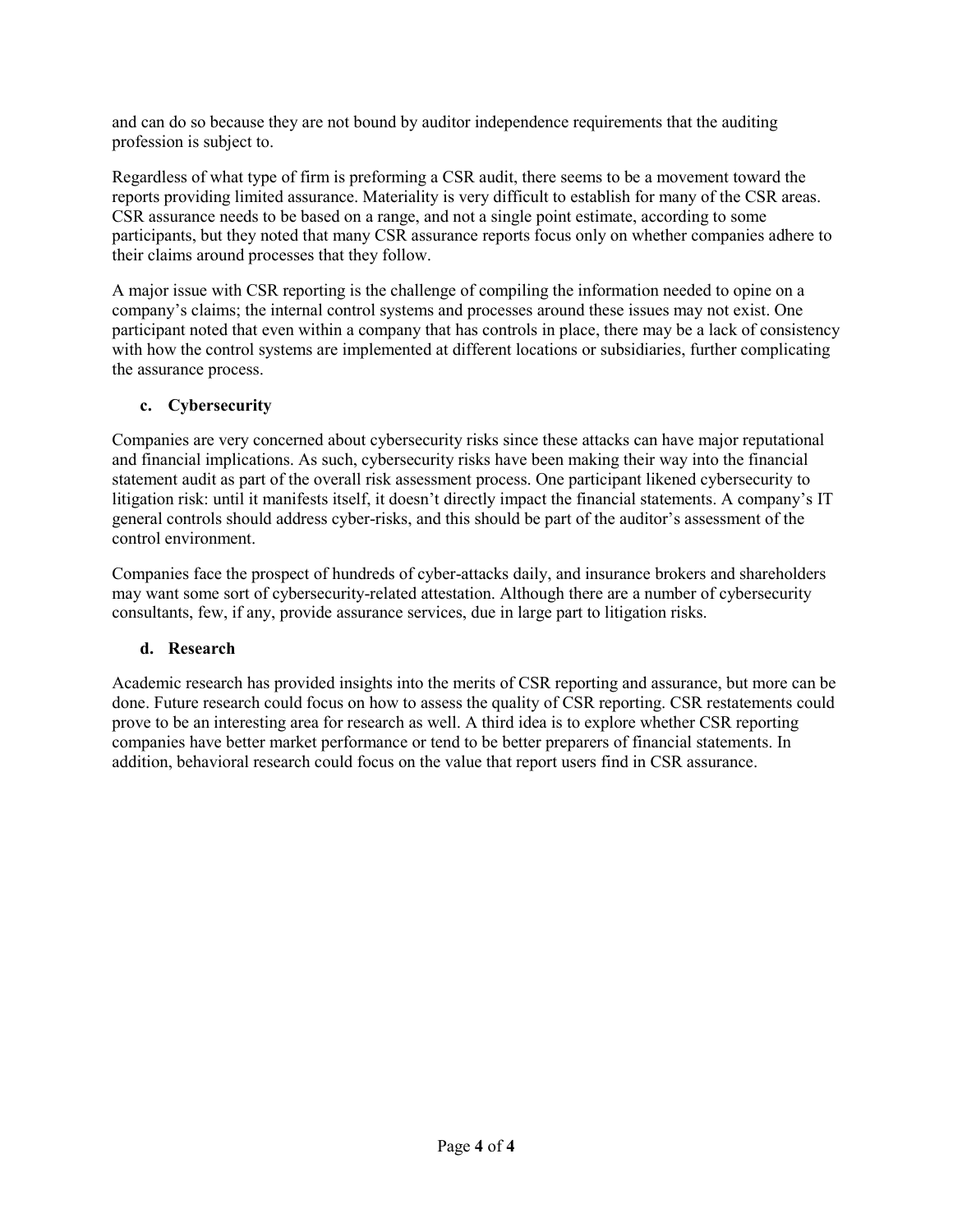and can do so because they are not bound by auditor independence requirements that the auditing profession is subject to.

Regardless of what type of firm is preforming a CSR audit, there seems to be a movement toward the reports providing limited assurance. Materiality is very difficult to establish for many of the CSR areas. CSR assurance needs to be based on a range, and not a single point estimate, according to some participants, but they noted that many CSR assurance reports focus only on whether companies adhere to their claims around processes that they follow.

A major issue with CSR reporting is the challenge of compiling the information needed to opine on a company's claims; the internal control systems and processes around these issues may not exist. One participant noted that even within a company that has controls in place, there may be a lack of consistency with how the control systems are implemented at different locations or subsidiaries, further complicating the assurance process.

### c. Cybersecurity

Companies are very concerned about cybersecurity risks since these attacks can have major reputational and financial implications. As such, cybersecurity risks have been making their way into the financial statement audit as part of the overall risk assessment process. One participant likened cybersecurity to litigation risk: until it manifests itself, it doesn't directly impact the financial statements. A company's IT general controls should address cyber-risks, and this should be part of the auditor's assessment of the control environment.

Companies face the prospect of hundreds of cyber-attacks daily, and insurance brokers and shareholders may want some sort of cybersecurity-related attestation. Although there are a number of cybersecurity consultants, few, if any, provide assurance services, due in large part to litigation risks.

### d. Research

Academic research has provided insights into the merits of CSR reporting and assurance, but more can be done. Future research could focus on how to assess the quality of CSR reporting. CSR restatements could prove to be an interesting area for research as well. A third idea is to explore whether CSR reporting companies have better market performance or tend to be better preparers of financial statements. In addition, behavioral research could focus on the value that report users find in CSR assurance.